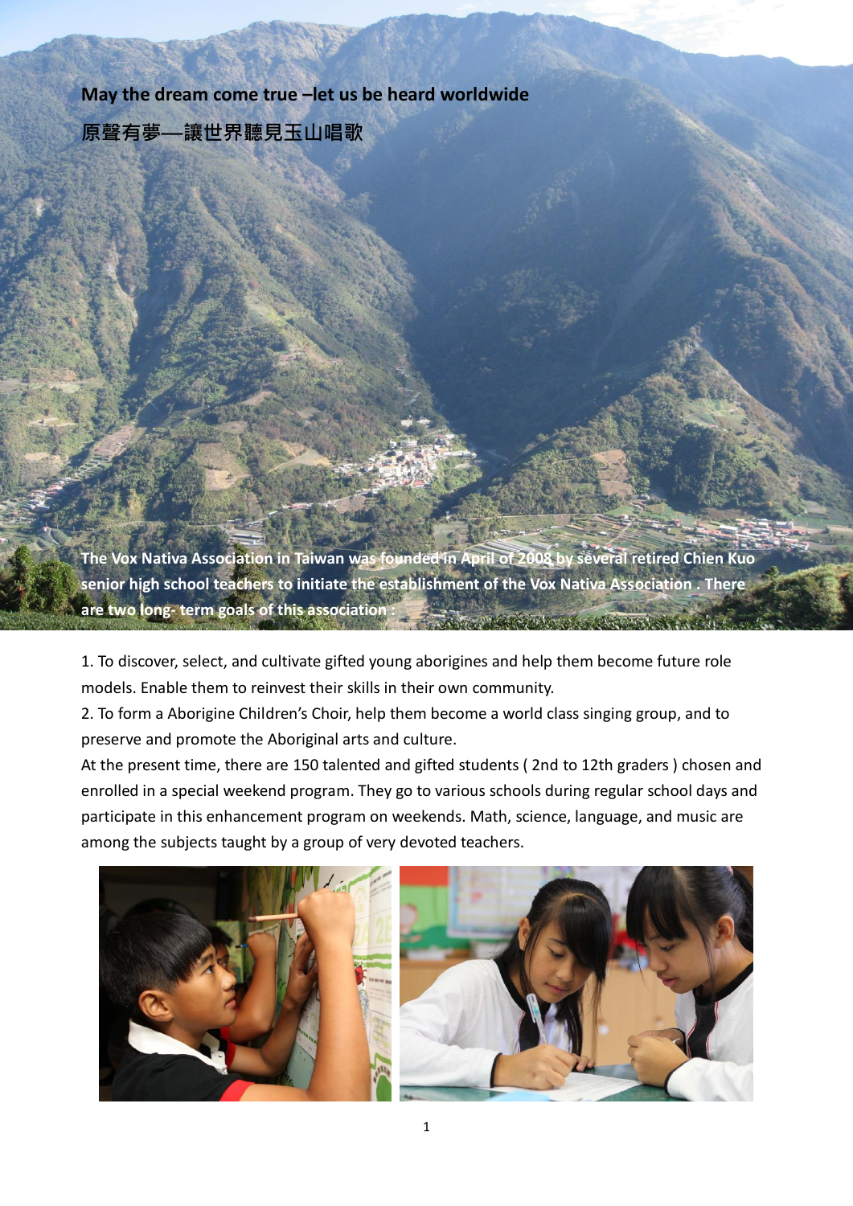# May the dream come true –let us be heard worldwide

# 原聲有夢—讓世界聽見玉山唱歌

**The Vox Nativa Association in Taiwan was founded in April of 2008 by several retired Chien Kuo senior high school teachers to initiate the establishment of the Vox Nativa Association . There are two long- term goals of this association :**

1. To discover, select, and cultivate gifted young aborigines and help them become future role models. Enable them to reinvest their skills in their own community.
2. To form a Aborigine Children's Choir, help them become a world class singing group, and to preserve and promote the Aboriginal arts and culture.

At the present time, there are 150 talented and gifted students ( 2nd to 12th graders ) chosen and enrolled in a special weekend program. They go to various schools during regular school days and participate in this enhancement program on weekends. Math, science, language, and music are among the subjects taught by a group of very devoted teachers.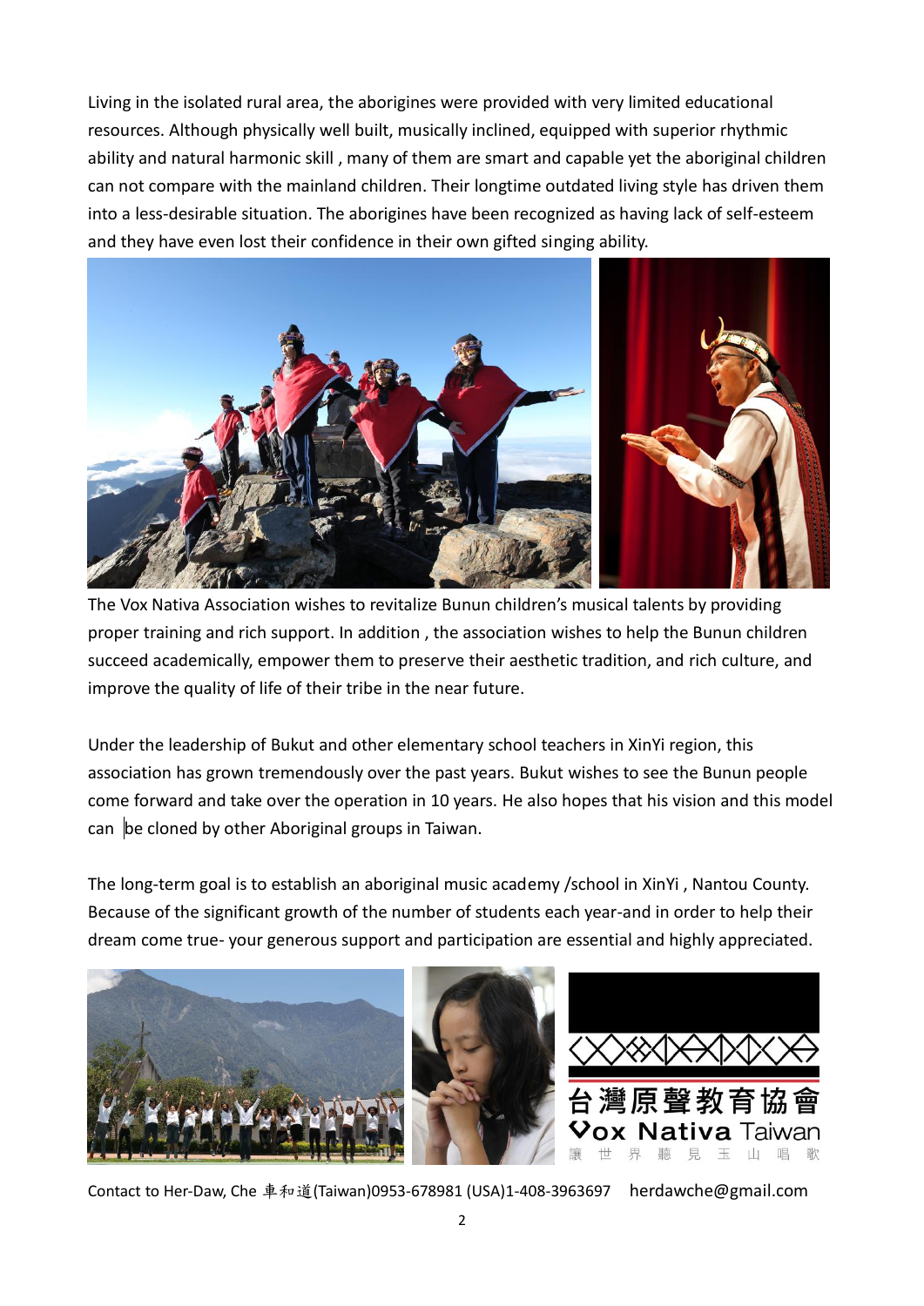Living in the isolated rural area, the aborigines were provided with very limited educational resources. Although physically well built, musically inclined, equipped with superior rhythmic ability and natural harmonic skill , many of them are smart and capable yet the aboriginal children can not compare with the mainland children. Their longtime outdated living style has driven them into a less-desirable situation. The aborigines have been recognized as having lack of self-esteem and they have even lost their confidence in their own gifted singing ability.

The Vox Nativa Association wishes to revitalize Bunun children's musical talents by providing proper training and rich support. In addition , the association wishes to help the Bunun children succeed academically, empower them to preserve their aesthetic tradition, and rich culture, and improve the quality of life of their tribe in the near future.

Under the leadership of Bukut and other elementary school teachers in XinYi region, this association has grown tremendously over the past years. Bukut wishes to see the Bunun people come forward and take over the operation in 10 years. He also hopes that his vision and this model can be cloned by other Aboriginal groups in Taiwan.

The long-term goal is to establish an aboriginal music academy /school in XinYi , Nantou County. Because of the significant growth of the number of students each year-and in order to help their dream come true- your generous support and participation are essential and highly appreciated.

台灣原聲教育協會
Vox Nativa Taiwan
讓 世 界 聽 見 玉 山 唱 歌

Contact to Her-Daw, Che 車和道(Taiwan)0953-678981 (USA)1-408-3963697 herdawche@gmail.com